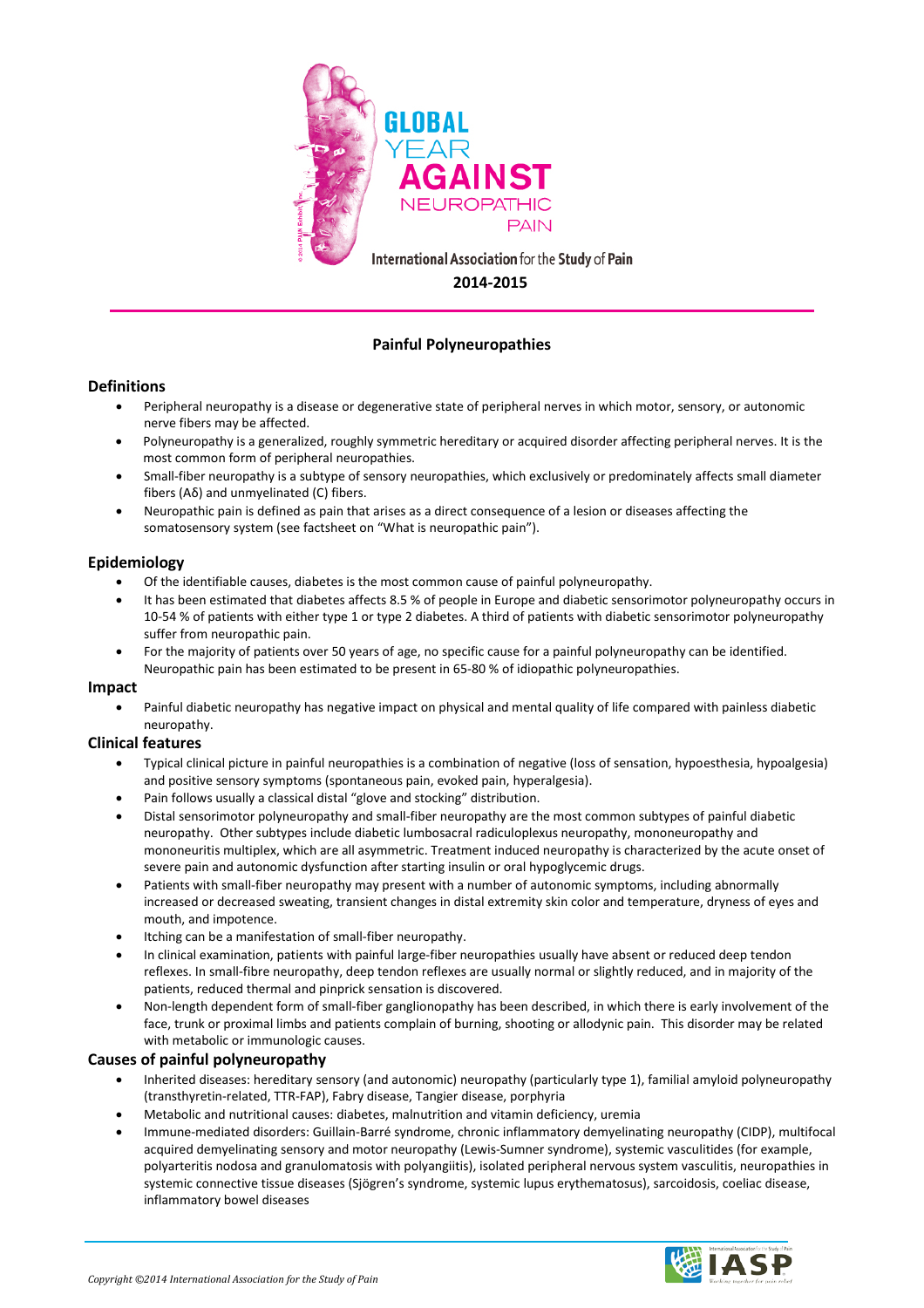GLOBAL YEAR AGAINST NEUROPATHIC PAIN

International Association for the Study of Pain

**2014-2015**

# Painful Polyneuropathies

## Definitions

- Peripheral neuropathy is a disease or degenerative state of peripheral nerves in which motor, sensory, or autonomic nerve fibers may be affected.
- Polyneuropathy is a generalized, roughly symmetric hereditary or acquired disorder affecting peripheral nerves. It is the most common form of peripheral neuropathies.
- Small-fiber neuropathy is a subtype of sensory neuropathies, which exclusively or predominately affects small diameter fibers (Aδ) and unmyelinated (C) fibers.
- Neuropathic pain is defined as pain that arises as a direct consequence of a lesion or diseases affecting the somatosensory system (see factsheet on "What is neuropathic pain").

## Epidemiology

- Of the identifiable causes, diabetes is the most common cause of painful polyneuropathy.
- It has been estimated that diabetes affects 8.5 % of people in Europe and diabetic sensorimotor polyneuropathy occurs in 10-54 % of patients with either type 1 or type 2 diabetes. A third of patients with diabetic sensorimotor polyneuropathy suffer from neuropathic pain.
- For the majority of patients over 50 years of age, no specific cause for a painful polyneuropathy can be identified. Neuropathic pain has been estimated to be present in 65-80 % of idiopathic polyneuropathies.

## Impact

- Painful diabetic neuropathy has negative impact on physical and mental quality of life compared with painless diabetic neuropathy.

## Clinical features

- Typical clinical picture in painful neuropathies is a combination of negative (loss of sensation, hypoesthesia, hypoalgesia) and positive sensory symptoms (spontaneous pain, evoked pain, hyperalgesia).
- Pain follows usually a classical distal "glove and stocking" distribution.
- Distal sensorimotor polyneuropathy and small-fiber neuropathy are the most common subtypes of painful diabetic neuropathy. Other subtypes include diabetic lumbosacral radiculoplexus neuropathy, mononeuropathy and mononeuritis multiplex, which are all asymmetric. Treatment induced neuropathy is characterized by the acute onset of severe pain and autonomic dysfunction after starting insulin or oral hypoglycemic drugs.
- Patients with small-fiber neuropathy may present with a number of autonomic symptoms, including abnormally increased or decreased sweating, transient changes in distal extremity skin color and temperature, dryness of eyes and mouth, and impotence.
- Itching can be a manifestation of small-fiber neuropathy.
- In clinical examination, patients with painful large-fiber neuropathies usually have absent or reduced deep tendon reflexes. In small-fibre neuropathy, deep tendon reflexes are usually normal or slightly reduced, and in majority of the patients, reduced thermal and pinprick sensation is discovered.
- Non-length dependent form of small-fiber ganglionopathy has been described, in which there is early involvement of the face, trunk or proximal limbs and patients complain of burning, shooting or allodynic pain. This disorder may be related with metabolic or immunologic causes.

## Causes of painful polyneuropathy

- Inherited diseases: hereditary sensory (and autonomic) neuropathy (particularly type 1), familial amyloid polyneuropathy (transthyretin-related, TTR-FAP), Fabry disease, Tangier disease, porphyria
- Metabolic and nutritional causes: diabetes, malnutrition and vitamin deficiency, uremia
- Immune-mediated disorders: Guillain-Barré syndrome, chronic inflammatory demyelinating neuropathy (CIDP), multifocal acquired demyelinating sensory and motor neuropathy (Lewis-Sumner syndrome), systemic vasculitides (for example, polyarteritis nodosa and granulomatosis with polyangiitis), isolated peripheral nervous system vasculitis, neuropathies in systemic connective tissue diseases (Sjögren's syndrome, systemic lupus erythematosus), sarcoidosis, coeliac disease, inflammatory bowel diseases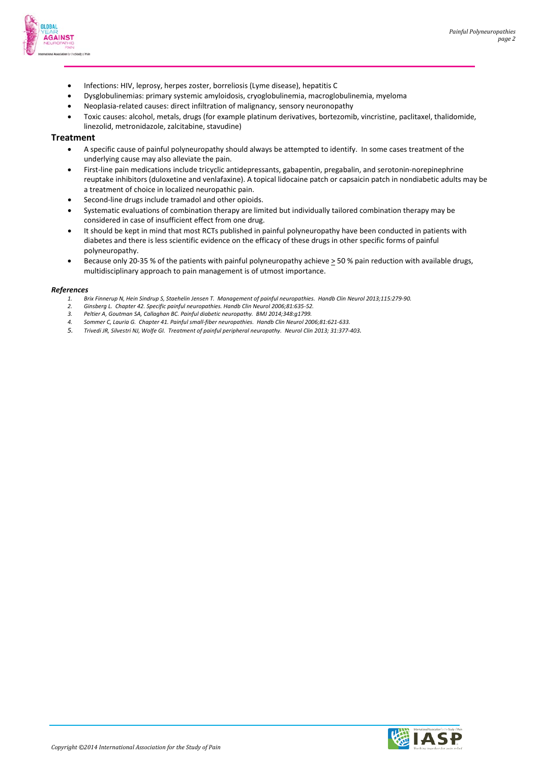- Infections: HIV, leprosy, herpes zoster, borreliosis (Lyme disease), hepatitis C
- Dysglobulinemias: primary systemic amyloidosis, cryoglobulinemia, macroglobulinemia, myeloma
- Neoplasia-related causes: direct infiltration of malignancy, sensory neuronopathy
- Toxic causes: alcohol, metals, drugs (for example platinum derivatives, bortezomib, vincristine, paclitaxel, thalidomide, linezolid, metronidazole, zalcitabine, stavudine)

## Treatment

- A specific cause of painful polyneuropathy should always be attempted to identify. In some cases treatment of the underlying cause may also alleviate the pain.
- First-line pain medications include tricyclic antidepressants, gabapentin, pregabalin, and serotonin-norepinephrine reuptake inhibitors (duloxetine and venlafaxine). A topical lidocaine patch or capsaicin patch in nondiabetic adults may be a treatment of choice in localized neuropathic pain.
- Second-line drugs include tramadol and other opioids.
- Systematic evaluations of combination therapy are limited but individually tailored combination therapy may be considered in case of insufficient effect from one drug.
- It should be kept in mind that most RCTs published in painful polyneuropathy have been conducted in patients with diabetes and there is less scientific evidence on the efficacy of these drugs in other specific forms of painful polyneuropathy.
- Because only 20-35 % of the patients with painful polyneuropathy achieve $\geq$ 50 % pain reduction with available drugs, multidisciplinary approach to pain management is of utmost importance.

### *References*

1. *Brix Finnerup N, Hein Sindrup S, Staehelin Jensen T. Management of painful neuropathies. Handb Clin Neurol 2013;115:279-90.*
2. *Ginsberg L. Chapter 42. Specific painful neuropathies. Handb Clin Neurol 2006;81:635-52.*
3. *Peltier A, Goutman SA, Callaghan BC. Painful diabetic neuropathy. BMJ 2014;348:g1799.*
4. *Sommer C, Lauria G. Chapter 41. Painful small-fiber neuropathies. Handb Clin Neurol 2006;81:621-633.*
5. *Trivedi JR, Silvestri NJ, Wolfe GI. Treatment of painful peripheral neuropathy. Neurol Clin 2013; 31:377-403.*

*Copyright ©2014 International Association for the Study of Pain*